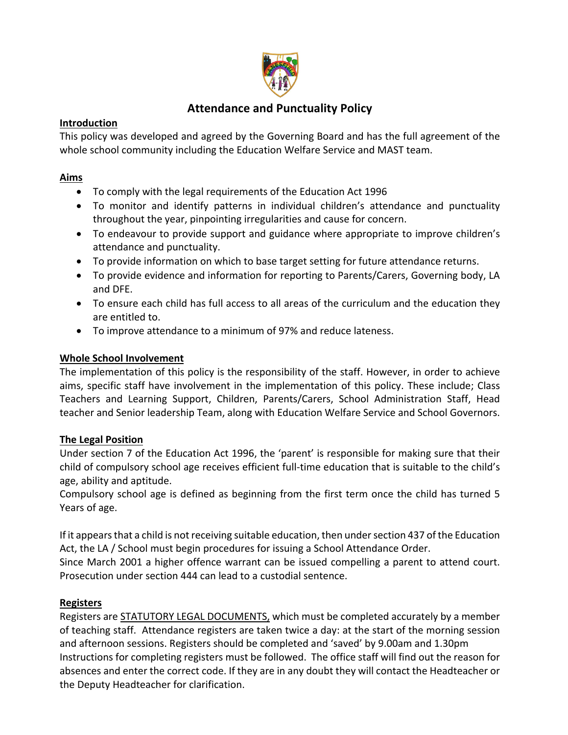# Attendance and Punctuality Policy

**Introduction**

This policy was developed and agreed by the Governing Board and has the full agreement of the whole school community including the Education Welfare Service and MAST team.

**Aims**

- To comply with the legal requirements of the Education Act 1996
- To monitor and identify patterns in individual children's attendance and punctuality throughout the year, pinpointing irregularities and cause for concern.
- To endeavour to provide support and guidance where appropriate to improve children's attendance and punctuality.
- To provide information on which to base target setting for future attendance returns.
- To provide evidence and information for reporting to Parents/Carers, Governing body, LA and DFE.
- To ensure each child has full access to all areas of the curriculum and the education they are entitled to.
- To improve attendance to a minimum of 97% and reduce lateness.

**Whole School Involvement**

The implementation of this policy is the responsibility of the staff. However, in order to achieve aims, specific staff have involvement in the implementation of this policy. These include; Class Teachers and Learning Support, Children, Parents/Carers, School Administration Staff, Head teacher and Senior leadership Team, along with Education Welfare Service and School Governors.

**The Legal Position**

Under section 7 of the Education Act 1996, the 'parent' is responsible for making sure that their child of compulsory school age receives efficient full-time education that is suitable to the child's age, ability and aptitude.

Compulsory school age is defined as beginning from the first term once the child has turned 5 Years of age.

If it appears that a child is not receiving suitable education, then under section 437 of the Education Act, the LA / School must begin procedures for issuing a School Attendance Order.

Since March 2001 a higher offence warrant can be issued compelling a parent to attend court. Prosecution under section 444 can lead to a custodial sentence.

**Registers**

Registers are STATUTORY LEGAL DOCUMENTS, which must be completed accurately by a member of teaching staff. Attendance registers are taken twice a day: at the start of the morning session and afternoon sessions. Registers should be completed and 'saved' by 9.00am and 1.30pm

Instructions for completing registers must be followed. The office staff will find out the reason for absences and enter the correct code. If they are in any doubt they will contact the Headteacher or the Deputy Headteacher for clarification.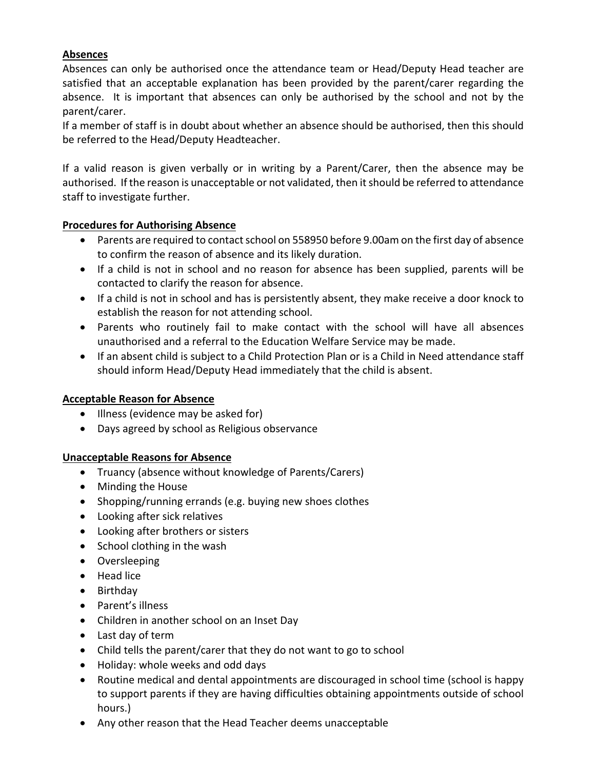## Absences

Absences can only be authorised once the attendance team or Head/Deputy Head teacher are satisfied that an acceptable explanation has been provided by the parent/carer regarding the absence. It is important that absences can only be authorised by the school and not by the parent/carer.

If a member of staff is in doubt about whether an absence should be authorised, then this should be referred to the Head/Deputy Headteacher.

If a valid reason is given verbally or in writing by a Parent/Carer, then the absence may be authorised. If the reason is unacceptable or not validated, then it should be referred to attendance staff to investigate further.

## Procedures for Authorising Absence

- Parents are required to contact school on 558950 before 9.00am on the first day of absence to confirm the reason of absence and its likely duration.
- If a child is not in school and no reason for absence has been supplied, parents will be contacted to clarify the reason for absence.
- If a child is not in school and has is persistently absent, they make receive a door knock to establish the reason for not attending school.
- Parents who routinely fail to make contact with the school will have all absences unauthorised and a referral to the Education Welfare Service may be made.
- If an absent child is subject to a Child Protection Plan or is a Child in Need attendance staff should inform Head/Deputy Head immediately that the child is absent.

## Acceptable Reason for Absence

- Illness (evidence may be asked for)
- Days agreed by school as Religious observance

## Unacceptable Reasons for Absence

- Truancy (absence without knowledge of Parents/Carers)
- Minding the House
- Shopping/running errands (e.g. buying new shoes clothes
- Looking after sick relatives
- Looking after brothers or sisters
- School clothing in the wash
- Oversleeping
- Head lice
- Birthday
- Parent's illness
- Children in another school on an Inset Day
- Last day of term
- Child tells the parent/carer that they do not want to go to school
- Holiday: whole weeks and odd days
- Routine medical and dental appointments are discouraged in school time (school is happy to support parents if they are having difficulties obtaining appointments outside of school hours.)
- Any other reason that the Head Teacher deems unacceptable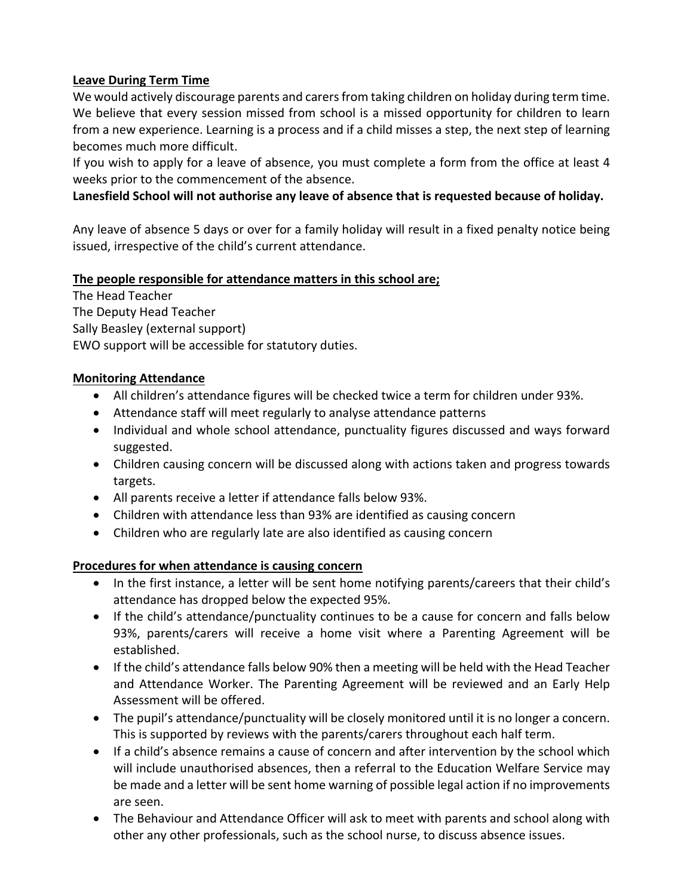## Leave During Term Time

We would actively discourage parents and carers from taking children on holiday during term time. We believe that every session missed from school is a missed opportunity for children to learn from a new experience. Learning is a process and if a child misses a step, the next step of learning becomes much more difficult.

If you wish to apply for a leave of absence, you must complete a form from the office at least 4 weeks prior to the commencement of the absence.

**Lanesfield School will not authorise any leave of absence that is requested because of holiday.**

Any leave of absence 5 days or over for a family holiday will result in a fixed penalty notice being issued, irrespective of the child's current attendance.

## The people responsible for attendance matters in this school are;

The Head Teacher
The Deputy Head Teacher
Sally Beasley (external support)
EWO support will be accessible for statutory duties.

## Monitoring Attendance

- All children's attendance figures will be checked twice a term for children under 93%.
- Attendance staff will meet regularly to analyse attendance patterns
- Individual and whole school attendance, punctuality figures discussed and ways forward suggested.
- Children causing concern will be discussed along with actions taken and progress towards targets.
- All parents receive a letter if attendance falls below 93%.
- Children with attendance less than 93% are identified as causing concern
- Children who are regularly late are also identified as causing concern

## Procedures for when attendance is causing concern

- In the first instance, a letter will be sent home notifying parents/careers that their child's attendance has dropped below the expected 95%.
- If the child's attendance/punctuality continues to be a cause for concern and falls below 93%, parents/carers will receive a home visit where a Parenting Agreement will be established.
- If the child's attendance falls below 90% then a meeting will be held with the Head Teacher and Attendance Worker. The Parenting Agreement will be reviewed and an Early Help Assessment will be offered.
- The pupil's attendance/punctuality will be closely monitored until it is no longer a concern. This is supported by reviews with the parents/carers throughout each half term.
- If a child's absence remains a cause of concern and after intervention by the school which will include unauthorised absences, then a referral to the Education Welfare Service may be made and a letter will be sent home warning of possible legal action if no improvements are seen.
- The Behaviour and Attendance Officer will ask to meet with parents and school along with other any other professionals, such as the school nurse, to discuss absence issues.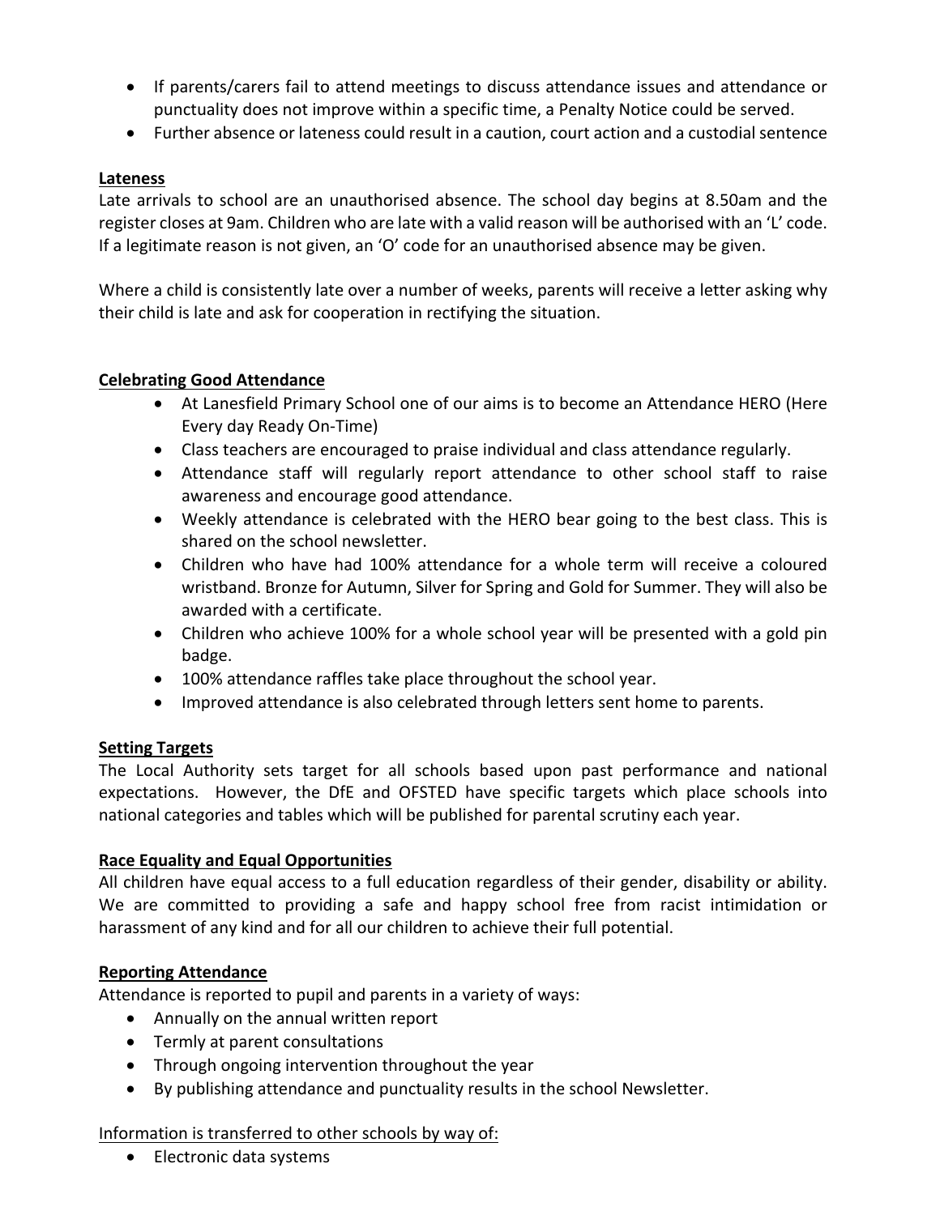- If parents/carers fail to attend meetings to discuss attendance issues and attendance or punctuality does not improve within a specific time, a Penalty Notice could be served.
- Further absence or lateness could result in a caution, court action and a custodial sentence

## Lateness

Late arrivals to school are an unauthorised absence. The school day begins at 8.50am and the register closes at 9am. Children who are late with a valid reason will be authorised with an 'L' code. If a legitimate reason is not given, an 'O' code for an unauthorised absence may be given.

Where a child is consistently late over a number of weeks, parents will receive a letter asking why their child is late and ask for cooperation in rectifying the situation.

## Celebrating Good Attendance

- At Lanesfield Primary School one of our aims is to become an Attendance HERO (Here Every day Ready On-Time)
- Class teachers are encouraged to praise individual and class attendance regularly.
- Attendance staff will regularly report attendance to other school staff to raise awareness and encourage good attendance.
- Weekly attendance is celebrated with the HERO bear going to the best class. This is shared on the school newsletter.
- Children who have had 100% attendance for a whole term will receive a coloured wristband. Bronze for Autumn, Silver for Spring and Gold for Summer. They will also be awarded with a certificate.
- Children who achieve 100% for a whole school year will be presented with a gold pin badge.
- 100% attendance raffles take place throughout the school year.
- Improved attendance is also celebrated through letters sent home to parents.

## Setting Targets

The Local Authority sets target for all schools based upon past performance and national expectations. However, the DfE and OFSTED have specific targets which place schools into national categories and tables which will be published for parental scrutiny each year.

## Race Equality and Equal Opportunities

All children have equal access to a full education regardless of their gender, disability or ability. We are committed to providing a safe and happy school free from racist intimidation or harassment of any kind and for all our children to achieve their full potential.

## Reporting Attendance

Attendance is reported to pupil and parents in a variety of ways:

- Annually on the annual written report
- Termly at parent consultations
- Through ongoing intervention throughout the year
- By publishing attendance and punctuality results in the school Newsletter.

Information is transferred to other schools by way of:

- Electronic data systems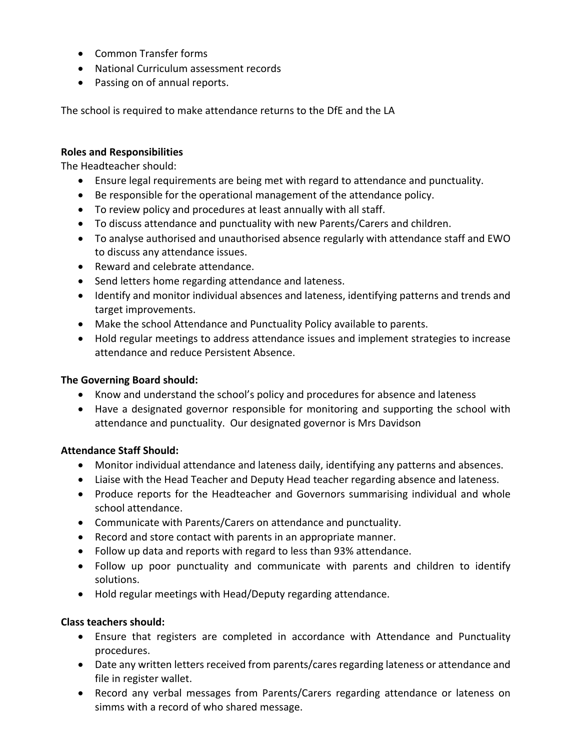- Common Transfer forms
- National Curriculum assessment records
- Passing on of annual reports.

The school is required to make attendance returns to the DfE and the LA

**Roles and Responsibilities**

The Headteacher should:

- Ensure legal requirements are being met with regard to attendance and punctuality.
- Be responsible for the operational management of the attendance policy.
- To review policy and procedures at least annually with all staff.
- To discuss attendance and punctuality with new Parents/Carers and children.
- To analyse authorised and unauthorised absence regularly with attendance staff and EWO to discuss any attendance issues.
- Reward and celebrate attendance.
- Send letters home regarding attendance and lateness.
- Identify and monitor individual absences and lateness, identifying patterns and trends and target improvements.
- Make the school Attendance and Punctuality Policy available to parents.
- Hold regular meetings to address attendance issues and implement strategies to increase attendance and reduce Persistent Absence.

**The Governing Board should:**

- Know and understand the school's policy and procedures for absence and lateness
- Have a designated governor responsible for monitoring and supporting the school with attendance and punctuality. Our designated governor is Mrs Davidson

**Attendance Staff Should:**

- Monitor individual attendance and lateness daily, identifying any patterns and absences.
- Liaise with the Head Teacher and Deputy Head teacher regarding absence and lateness.
- Produce reports for the Headteacher and Governors summarising individual and whole school attendance.
- Communicate with Parents/Carers on attendance and punctuality.
- Record and store contact with parents in an appropriate manner.
- Follow up data and reports with regard to less than 93% attendance.
- Follow up poor punctuality and communicate with parents and children to identify solutions.
- Hold regular meetings with Head/Deputy regarding attendance.

**Class teachers should:**

- Ensure that registers are completed in accordance with Attendance and Punctuality procedures.
- Date any written letters received from parents/cares regarding lateness or attendance and file in register wallet.
- Record any verbal messages from Parents/Carers regarding attendance or lateness on simms with a record of who shared message.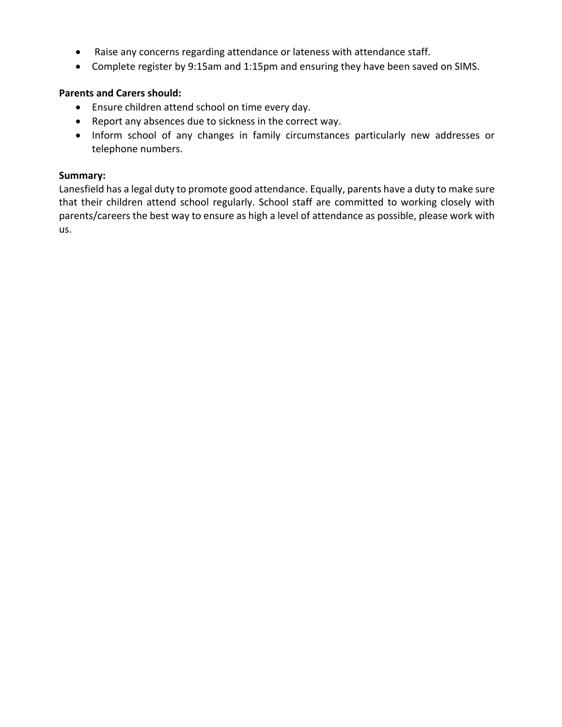- Raise any concerns regarding attendance or lateness with attendance staff.
- Complete register by 9:15am and 1:15pm and ensuring they have been saved on SIMS.

**Parents and Carers should:**

- Ensure children attend school on time every day.
- Report any absences due to sickness in the correct way.
- Inform school of any changes in family circumstances particularly new addresses or telephone numbers.

**Summary:**

Lanesfield has a legal duty to promote good attendance. Equally, parents have a duty to make sure that their children attend school regularly. School staff are committed to working closely with parents/careers the best way to ensure as high a level of attendance as possible, please work with us.